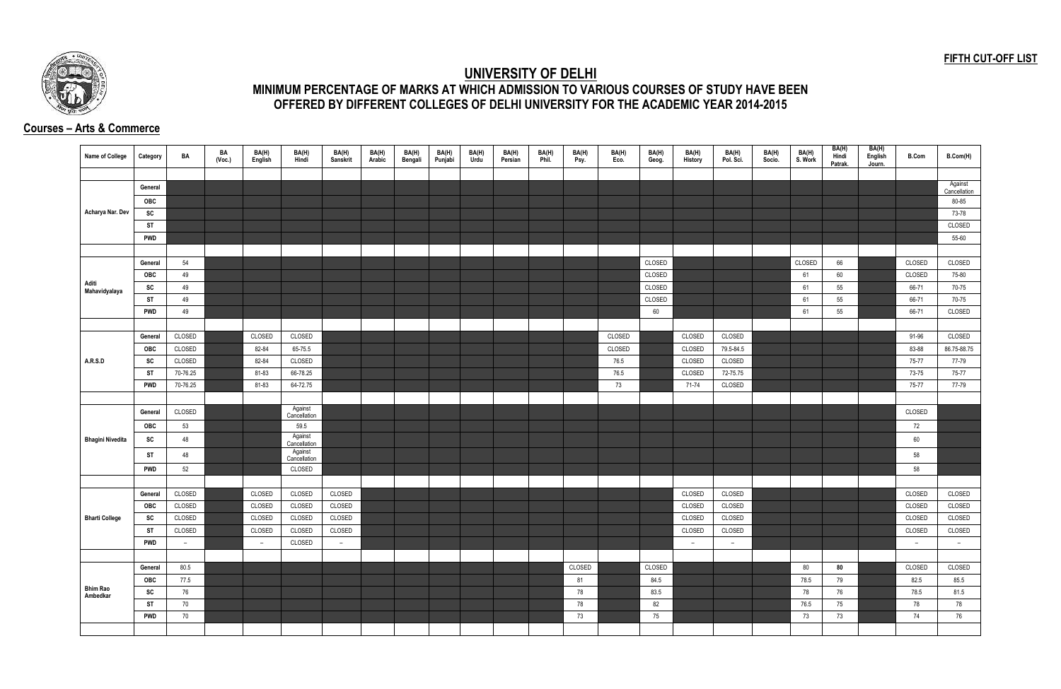**FIFTH CUT-OFF LIST**

# UNIVERSITY OF DELHI

## MINIMUM PERCENTAGE OF MARKS AT WHICH ADMISSION TO VARIOUS COURSES OF STUDY HAVE BEEN OFFERED BY DIFFERENT COLLEGES OF DELHI UNIVERSITY FOR THE ACADEMIC YEAR 2014-2015

### Courses – Arts & Commerce

| Name of College | Category | BA | BA (Voc.) | BA(H) English | BA(H) Hindi | BA(H) Sanskrit | BA(H) Arabic | BA(H) Bengali | BA(H) Punjabi | BA(H) Urdu | BA(H) Persian | BA(H) Phil. | BA(H) Psy. | BA(H) Eco. | BA(H) Geog. | BA(H) History | BA(H) Pol. Sci. | BA(H) Socio. | BA(H) S. Work | BA(H) Hindi Patrak. | BA(H) English Journ. | B.Com | B.Com(H) |
|---|---|---|---|---|---|---|---|---|---|---|---|---|---|---|---|---|---|---|---|---|---|---|---|
| Acharya Nar. Dev | General | | | | | | | | | | | | | | | | | | | | | | Against Cancellation |
| | OBC | | | | | | | | | | | | | | | | | | | | | | 80-85 |
| | SC | | | | | | | | | | | | | | | | | | | | | | 73-78 |
| | ST | | | | | | | | | | | | | | | | | | | | | | CLOSED |
| | PWD | | | | | | | | | | | | | | | | | | | | | | 55-60 |
| Aditi Mahavidyalaya | General | 54 | | | | | | | | | | | | | CLOSED | | | | CLOSED | 66 | | CLOSED | CLOSED |
| | OBC | 49 | | | | | | | | | | | | | CLOSED | | | | 61 | 60 | | CLOSED | 75-80 |
| | SC | 49 | | | | | | | | | | | | | CLOSED | | | | 61 | 55 | | 66-71 | 70-75 |
| | ST | 49 | | | | | | | | | | | | | CLOSED | | | | 61 | 55 | | 66-71 | 70-75 |
| | PWD | 49 | | | | | | | | | | | | | 60 | | | | 61 | 55 | | 66-71 | CLOSED |
| A.R.S.D | General | CLOSED | | CLOSED | CLOSED | | | | | | | | | CLOSED | | CLOSED | CLOSED | | | | | 91-96 | CLOSED |
| | OBC | CLOSED | | 82-84 | 65-75.5 | | | | | | | | | CLOSED | | CLOSED | 79.5-84.5 | | | | | 83-88 | 86.75-88.75 |
| | SC | CLOSED | | 82-84 | CLOSED | | | | | | | | | 76.5 | | CLOSED | CLOSED | | | | | 75-77 | 77-79 |
| | ST | 70-76.25 | | 81-83 | 66-78.25 | | | | | | | | | 76.5 | | CLOSED | 72-75.75 | | | | | 73-75 | 75-77 |
| | PWD | 70-76.25 | | 81-83 | 64-72.75 | | | | | | | | | 73 | | 71-74 | CLOSED | | | | | 75-77 | 77-79 |
| Bhagini Nivedita | General | CLOSED | | | Against Cancellation | | | | | | | | | | | | | | | | | CLOSED | |
| | OBC | 53 | | | 59.5 | | | | | | | | | | | | | | | | | 72 | |
| | SC | 48 | | | Against Cancellation | | | | | | | | | | | | | | | | | 60 | |
| | ST | 48 | | | Against Cancellation | | | | | | | | | | | | | | | | | 58 | |
| | PWD | 52 | | | CLOSED | | | | | | | | | | | | | | | | | 58 | |
| Bharti College | General | CLOSED | | CLOSED | CLOSED | CLOSED | | | | | | | | | | CLOSED | CLOSED | | | | | CLOSED | CLOSED |
| | OBC | CLOSED | | CLOSED | CLOSED | CLOSED | | | | | | | | | | CLOSED | CLOSED | | | | | CLOSED | CLOSED |
| | SC | CLOSED | | CLOSED | CLOSED | CLOSED | | | | | | | | | | CLOSED | CLOSED | | | | | CLOSED | CLOSED |
| | ST | CLOSED | | CLOSED | CLOSED | CLOSED | | | | | | | | | | CLOSED | CLOSED | | | | | CLOSED | CLOSED |
| | PWD | – | | – | CLOSED | – | | | | | | | | | | – | – | | | | | – | – |
| Bhim Rao Ambedkar | General | 80.5 | | | | | | | | | | | CLOSED | | CLOSED | | | | 80 | **80** | | CLOSED | CLOSED |
| | OBC | 77.5 | | | | | | | | | | | 81 | | 84.5 | | | | 78.5 | 79 | | 82.5 | 85.5 |
| | SC | 76 | | | | | | | | | | | 78 | | 83.5 | | | | 78 | 76 | | 78.5 | 81.5 |
| | ST | 70 | | | | | | | | | | | 78 | | 82 | | | | 76.5 | 75 | | 78 | 78 |
| | PWD | 70 | | | | | | | | | | | 73 | | 75 | | | | 73 | 73 | | 74 | 76 |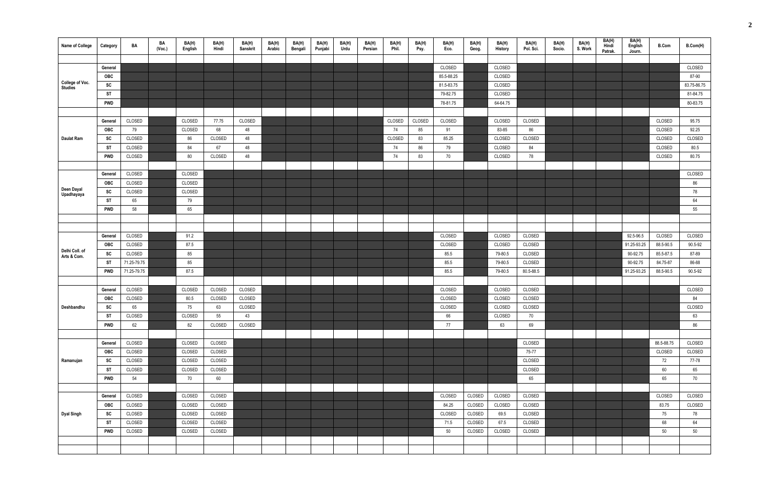| Name of College | Category | BA | BA (Voc.) | BA(H) English | BA(H) Hindi | BA(H) Sanskrit | BA(H) Arabic | BA(H) Bengali | BA(H) Punjabi | BA(H) Urdu | BA(H) Persian | BA(H) Phil. | BA(H) Psy. | BA(H) Eco. | BA(H) Geog. | BA(H) History | BA(H) Pol. Sci. | BA(H) Socio. | BA(H) S. Work | BA(H) Hindi Patrak. | BA(H) English Journ. | B.Com | B.Com(H) |
|---|---|---|---|---|---|---|---|---|---|---|---|---|---|---|---|---|---|---|---|---|---|---|---|
| College of Voc. Studies | General | | | | | | | | | | | | | CLOSED | | CLOSED | | | | | | | CLOSED |
| | OBC | | | | | | | | | | | | | 85.5-88.25 | | CLOSED | | | | | | | 87-90 |
| | SC | | | | | | | | | | | | | 81.5-83.75 | | CLOSED | | | | | | | 83.75-86.75 |
| | ST | | | | | | | | | | | | | 79-82.75 | | CLOSED | | | | | | | 81-84.75 |
| | PWD | | | | | | | | | | | | | 78-81.75 | | 64-64.75 | | | | | | | 80-83.75 |
| Daulat Ram | General | CLOSED | | CLOSED | 77.75 | CLOSED | | | | | | CLOSED | CLOSED | CLOSED | | CLOSED | CLOSED | | | | | CLOSED | 95.75 |
| | OBC | 79 | | CLOSED | 68 | 48 | | | | | | 74 | 85 | 91 | | 83-85 | 86 | | | | | CLOSED | 92.25 |
| | SC | CLOSED | | 86 | CLOSED | 48 | | | | | | CLOSED | 83 | 85.25 | | CLOSED | CLOSED | | | | | CLOSED | CLOSED |
| | ST | CLOSED | | 84 | 67 | 48 | | | | | | 74 | 86 | 79 | | CLOSED | 84 | | | | | CLOSED | 80.5 |
| | PWD | CLOSED | | 80 | CLOSED | 48 | | | | | | 74 | 83 | 70 | | CLOSED | 78 | | | | | CLOSED | 80.75 |
| Deen Dayal Upadhayaya | General | CLOSED | | CLOSED | | | | | | | | | | | | | | | | | | | CLOSED |
| | OBC | CLOSED | | CLOSED | | | | | | | | | | | | | | | | | | | 86 |
| | SC | CLOSED | | CLOSED | | | | | | | | | | | | | | | | | | | 78 |
| | ST | 65 | | 79 | | | | | | | | | | | | | | | | | | | 64 |
| | PWD | 58 | | 65 | | | | | | | | | | | | | | | | | | | 55 |
| Delhi Coll. of Arts & Com. | General | CLOSED | | 91.2 | | | | | | | | | | CLOSED | | CLOSED | CLOSED | | | | 92.5-96.5 | CLOSED | CLOSED |
| | OBC | CLOSED | | 87.5 | | | | | | | | | | CLOSED | | CLOSED | CLOSED | | | | 91.25-93.25 | 88.5-90.5 | 90.5-92 |
| | SC | CLOSED | | 85 | | | | | | | | | | 85.5 | | 79-80.5 | CLOSED | | | | 90-92.75 | 85.5-87.5 | 87-89 |
| | ST | 71.25-79.75 | | 85 | | | | | | | | | | 85.5 | | 79-80.5 | CLOSED | | | | 90-92.75 | 84.75-87 | 86-88 |
| | PWD | 71.25-79.75 | | 87.5 | | | | | | | | | | 85.5 | | 79-80.5 | 80.5-88.5 | | | | 91.25-93.25 | 88.5-90.5 | 90.5-92 |
| Deshbandhu | General | CLOSED | | CLOSED | CLOSED | CLOSED | | | | | | | | CLOSED | | CLOSED | CLOSED | | | | | | CLOSED |
| | OBC | CLOSED | | 80.5 | CLOSED | CLOSED | | | | | | | | CLOSED | | CLOSED | CLOSED | | | | | | 84 |
| | SC | 65 | | 75 | 63 | CLOSED | | | | | | | | CLOSED | | CLOSED | CLOSED | | | | | | CLOSED |
| | ST | CLOSED | | CLOSED | 55 | 43 | | | | | | | | 66 | | CLOSED | 70 | | | | | | 63 |
| | PWD | 62 | | 82 | CLOSED | CLOSED | | | | | | | | 77 | | 63 | 69 | | | | | | 86 |
| Ramanujan | General | CLOSED | | CLOSED | CLOSED | | | | | | | | | | | | CLOSED | | | | | 88.5-88.75 | CLOSED |
| | OBC | CLOSED | | CLOSED | CLOSED | | | | | | | | | | | | 75-77 | | | | | CLOSED | CLOSED |
| | SC | CLOSED | | CLOSED | CLOSED | | | | | | | | | | | | CLOSED | | | | | 72 | 77-78 |
| | ST | CLOSED | | CLOSED | CLOSED | | | | | | | | | | | | CLOSED | | | | | 60 | 65 |
| | PWD | 54 | | 70 | 60 | | | | | | | | | | | | 65 | | | | | 65 | 70 |
| Dyal Singh | General | CLOSED | | CLOSED | CLOSED | | | | | | | | | CLOSED | CLOSED | CLOSED | CLOSED | | | | | CLOSED | CLOSED |
| | OBC | CLOSED | | CLOSED | CLOSED | | | | | | | | | 84.25 | CLOSED | CLOSED | CLOSED | | | | | 83.75 | CLOSED |
| | SC | CLOSED | | CLOSED | CLOSED | | | | | | | | | CLOSED | CLOSED | 69.5 | CLOSED | | | | | 75 | 78 |
| | ST | CLOSED | | CLOSED | CLOSED | | | | | | | | | 71.5 | CLOSED | 67.5 | CLOSED | | | | | 68 | 64 |
| | PWD | CLOSED | | CLOSED | CLOSED | | | | | | | | | 50 | CLOSED | CLOSED | CLOSED | | | | | 50 | 50 |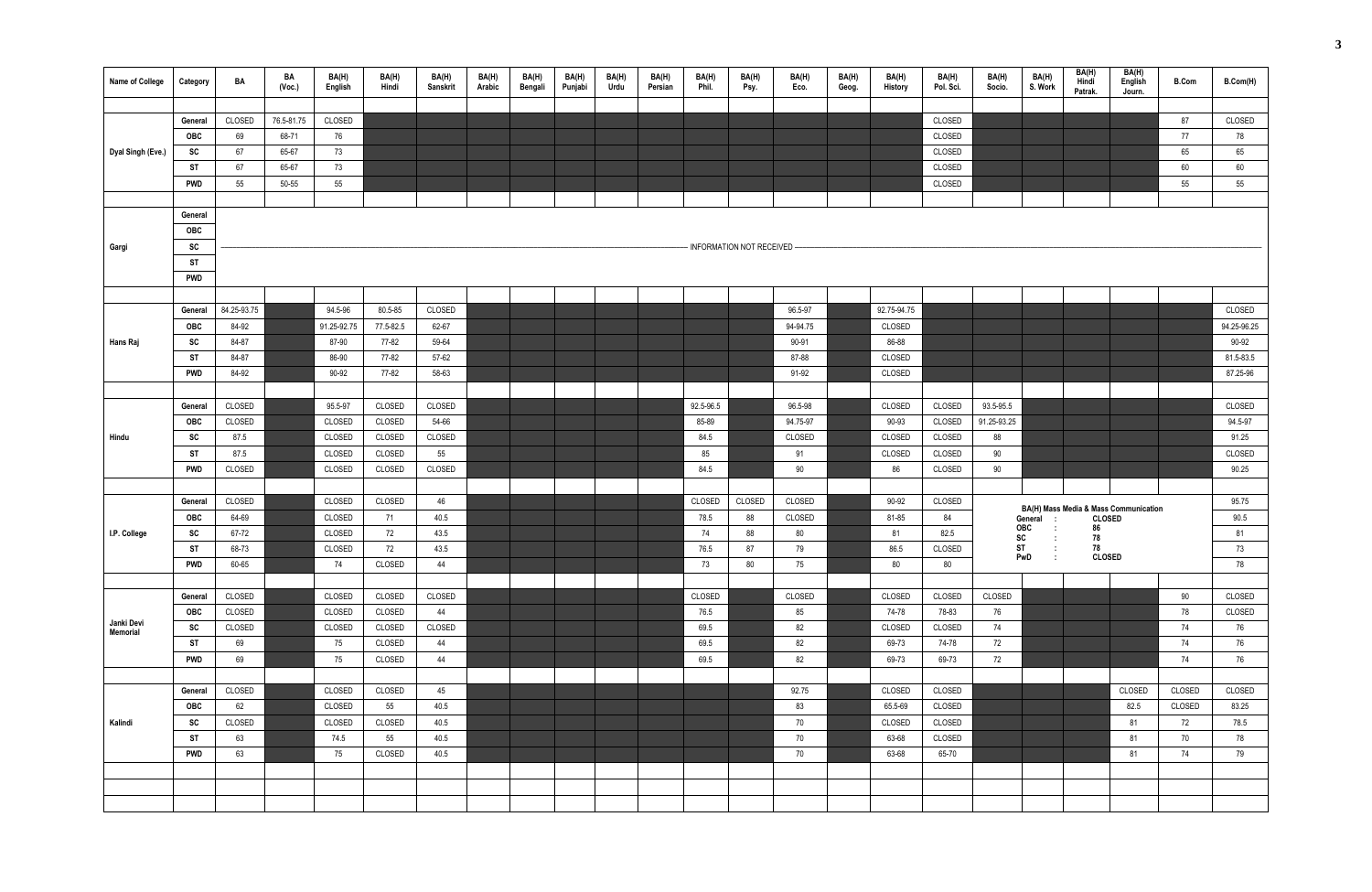| Name of College | Category | BA | BA (Voc.) | BA(H) English | BA(H) Hindi | BA(H) Sanskrit | BA(H) Arabic | BA(H) Bengali | BA(H) Punjabi | BA(H) Urdu | BA(H) Persian | BA(H) Phil. | BA(H) Psy. | BA(H) Eco. | BA(H) Geog. | BA(H) History | BA(H) Pol. Sci. | BA(H) Socio. | BA(H) S. Work | BA(H) Hindi Patrak. | BA(H) English Journ. | B.Com | B.Com(H) |
|---|---|---|---|---|---|---|---|---|---|---|---|---|---|---|---|---|---|---|---|---|---|---|---|
| Dyal Singh (Eve.) | General | CLOSED | 76.5-81.75 | CLOSED | | | | | | | | | | | | | CLOSED | | | | | 87 | CLOSED |
| | OBC | 69 | 68-71 | 76 | | | | | | | | | | | | | CLOSED | | | | | 77 | 78 |
| | SC | 67 | 65-67 | 73 | | | | | | | | | | | | | CLOSED | | | | | 65 | 65 |
| | ST | 67 | 65-67 | 73 | | | | | | | | | | | | | CLOSED | | | | | 60 | 60 |
| | PWD | 55 | 50-55 | 55 | | | | | | | | | | | | | CLOSED | | | | | 55 | 55 |
| Gargi | General | INFORMATION NOT RECEIVED | | | | | | | | | | | | | | | | | | | | | |
| | OBC | | | | | | | | | | | | | | | | | | | | | | |
| | SC | | | | | | | | | | | | | | | | | | | | | | |
| | ST | | | | | | | | | | | | | | | | | | | | | | |
| | PWD | | | | | | | | | | | | | | | | | | | | | | |
| Hans Raj | General | 84.25-93.75 | | 94.5-96 | 80.5-85 | CLOSED | | | | | | | | 96.5-97 | | 92.75-94.75 | | | | | | | CLOSED |
| | OBC | 84-92 | | 91.25-92.75 | 77.5-82.5 | 62-67 | | | | | | | | 94-94.75 | | CLOSED | | | | | | | 94.25-96.25 |
| | SC | 84-87 | | 87-90 | 77-82 | 59-64 | | | | | | | | 90-91 | | 86-88 | | | | | | | 90-92 |
| | ST | 84-87 | | 86-90 | 77-82 | 57-62 | | | | | | | | 87-88 | | CLOSED | | | | | | | 81.5-83.5 |
| | PWD | 84-92 | | 90-92 | 77-82 | 58-63 | | | | | | | | 91-92 | | CLOSED | | | | | | | 87.25-96 |
| Hindu | General | CLOSED | | 95.5-97 | CLOSED | CLOSED | | | | | | 92.5-96.5 | | 96.5-98 | | CLOSED | CLOSED | 93.5-95.5 | | | | | CLOSED |
| | OBC | CLOSED | | CLOSED | CLOSED | 54-66 | | | | | | 85-89 | | 94.75-97 | | 90-93 | CLOSED | 91.25-93.25 | | | | | 94.5-97 |
| | SC | 87.5 | | CLOSED | CLOSED | CLOSED | | | | | | 84.5 | | CLOSED | | CLOSED | CLOSED | 88 | | | | | 91.25 |
| | ST | 87.5 | | CLOSED | CLOSED | 55 | | | | | | 85 | | 91 | | CLOSED | CLOSED | 90 | | | | | CLOSED |
| | PWD | CLOSED | | CLOSED | CLOSED | CLOSED | | | | | | 84.5 | | 90 | | 86 | CLOSED | 90 | | | | | 90.25 |
| I.P. College | General | CLOSED | | CLOSED | CLOSED | 46 | | | | | | CLOSED | CLOSED | CLOSED | | 90-92 | CLOSED | BA(H) Mass Media & Mass Communication — General : CLOSED | | | | | 95.75 |
| | OBC | 64-69 | | CLOSED | 71 | 40.5 | | | | | | 78.5 | 88 | CLOSED | | 81-85 | 84 | OBC : 86 | | | | | 90.5 |
| | SC | 67-72 | | CLOSED | 72 | 43.5 | | | | | | 74 | 88 | 80 | | 81 | 82.5 | SC : 78 | | | | | 81 |
| | ST | 68-73 | | CLOSED | 72 | 43.5 | | | | | | 76.5 | 87 | 79 | | 86.5 | CLOSED | ST : 78 | | | | | 73 |
| | PWD | 60-65 | | 74 | CLOSED | 44 | | | | | | 73 | 80 | 75 | | 80 | 80 | PwD : CLOSED | | | | | 78 |
| Janki Devi Memorial | General | CLOSED | | CLOSED | CLOSED | CLOSED | | | | | | CLOSED | | CLOSED | | CLOSED | CLOSED | CLOSED | | | | 90 | CLOSED |
| | OBC | CLOSED | | CLOSED | CLOSED | 44 | | | | | | 76.5 | | 85 | | 74-78 | 78-83 | 76 | | | | 78 | CLOSED |
| | SC | CLOSED | | CLOSED | CLOSED | CLOSED | | | | | | 69.5 | | 82 | | CLOSED | CLOSED | 74 | | | | 74 | 76 |
| | ST | 69 | | 75 | CLOSED | 44 | | | | | | 69.5 | | 82 | | 69-73 | 74-78 | 72 | | | | 74 | 76 |
| | PWD | 69 | | 75 | CLOSED | 44 | | | | | | 69.5 | | 82 | | 69-73 | 69-73 | 72 | | | | 74 | 76 |
| Kalindi | General | CLOSED | | CLOSED | CLOSED | 45 | | | | | | | | 92.75 | | CLOSED | CLOSED | | | | CLOSED | CLOSED | CLOSED |
| | OBC | 62 | | CLOSED | 55 | 40.5 | | | | | | | | 83 | | 65.5-69 | CLOSED | | | | 82.5 | CLOSED | 83.25 |
| | SC | CLOSED | | CLOSED | CLOSED | 40.5 | | | | | | | | 70 | | CLOSED | CLOSED | | | | 81 | 72 | 78.5 |
| | ST | 63 | | 74.5 | 55 | 40.5 | | | | | | | | 70 | | 63-68 | CLOSED | | | | 81 | 70 | 78 |
| | PWD | 63 | | 75 | CLOSED | 40.5 | | | | | | | | 70 | | 63-68 | 65-70 | | | | 81 | 74 | 79 |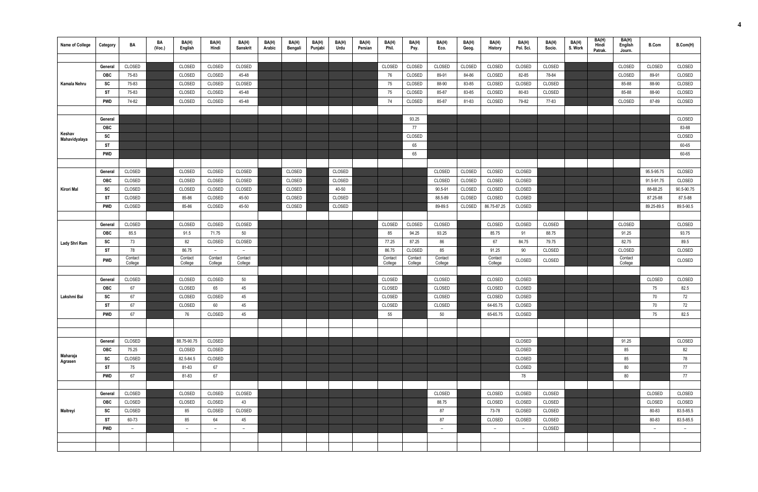| Name of College | Category | BA | BA (Voc.) | BA(H) English | BA(H) Hindi | BA(H) Sanskrit | BA(H) Arabic | BA(H) Bengali | BA(H) Punjabi | BA(H) Urdu | BA(H) Persian | BA(H) Phil. | BA(H) Psy. | BA(H) Eco. | BA(H) Geog. | BA(H) History | BA(H) Pol. Sci. | BA(H) Socio. | BA(H) S. Work | BA(H) Hindi Patrak. | BA(H) English Journ. | B.Com | B.Com(H) |
|---|---|---|---|---|---|---|---|---|---|---|---|---|---|---|---|---|---|---|---|---|---|---|---|
| Kamala Nehru | General | CLOSED | | CLOSED | CLOSED | CLOSED | | | | | | CLOSED | CLOSED | CLOSED | CLOSED | CLOSED | CLOSED | CLOSED | | | CLOSED | CLOSED | CLOSED |
| | OBC | 75-83 | | CLOSED | CLOSED | 45-48 | | | | | | 76 | CLOSED | 89-91 | 84-86 | CLOSED | 82-85 | 78-84 | | | CLOSED | 89-91 | CLOSED |
| | SC | 75-83 | | CLOSED | CLOSED | CLOSED | | | | | | 75 | CLOSED | 88-90 | 83-85 | CLOSED | CLOSED | CLOSED | | | 85-88 | 88-90 | CLOSED |
| | ST | 75-83 | | CLOSED | CLOSED | 45-48 | | | | | | 75 | CLOSED | 85-87 | 83-85 | CLOSED | 80-83 | CLOSED | | | 85-88 | 88-90 | CLOSED |
| | PWD | 74-82 | | CLOSED | CLOSED | 45-48 | | | | | | 74 | CLOSED | 85-87 | 81-83 | CLOSED | 79-82 | 77-83 | | | CLOSED | 87-89 | CLOSED |
| Keshav Mahavidyalaya | General | | | | | | | | | | | | 93.25 | | | | | | | | | | CLOSED |
| | OBC | | | | | | | | | | | | 77 | | | | | | | | | | 83-88 |
| | SC | | | | | | | | | | | | CLOSED | | | | | | | | | | CLOSED |
| | ST | | | | | | | | | | | | 65 | | | | | | | | | | 60-65 |
| | PWD | | | | | | | | | | | | 65 | | | | | | | | | | 60-65 |
| Kirori Mal | General | CLOSED | | CLOSED | CLOSED | CLOSED | | CLOSED | | CLOSED | | | | CLOSED | CLOSED | CLOSED | CLOSED | | | | | 95.5-95.75 | CLOSED |
| | OBC | CLOSED | | CLOSED | CLOSED | CLOSED | | CLOSED | | CLOSED | | | | CLOSED | CLOSED | CLOSED | CLOSED | | | | | 91.5-91.75 | CLOSED |
| | SC | CLOSED | | CLOSED | CLOSED | CLOSED | | CLOSED | | 40-50 | | | | 90.5-91 | CLOSED | CLOSED | CLOSED | | | | | 88-88.25 | 90.5-90.75 |
| | ST | CLOSED | | 85-86 | CLOSED | 45-50 | | CLOSED | | CLOSED | | | | 88.5-89 | CLOSED | CLOSED | CLOSED | | | | | 87.25-88 | 87.5-88 |
| | PWD | CLOSED | | 85-86 | CLOSED | 45-50 | | CLOSED | | CLOSED | | | | 89-89.5 | CLOSED | 86.75-87.25 | CLOSED | | | | | 89.25-89.5 | 89.5-90.5 |
| Lady Shri Ram | General | CLOSED | | CLOSED | CLOSED | CLOSED | | | | | | CLOSED | CLOSED | CLOSED | | CLOSED | CLOSED | CLOSED | | | CLOSED | | CLOSED |
| | OBC | 85.5 | | 91.5 | 71.75 | 50 | | | | | | 85 | 94.25 | 93.25 | | 85.75 | 91 | 88.75 | | | 91.25 | | 93.75 |
| | SC | 73 | | 82 | CLOSED | CLOSED | | | | | | 77.25 | 87.25 | 86 | | 67 | 84.75 | 79.75 | | | 82.75 | | 89.5 |
| | ST | 78 | | 86.75 | – | – | | | | | | 86.75 | CLOSED | 85 | | 91.25 | 90 | CLOSED | | | CLOSED | | CLOSED |
| | PWD | Contact College | | Contact College | Contact College | Contact College | | | | | | Contact College | Contact College | Contact College | | Contact College | CLOSED | CLOSED | | | Contact College | | CLOSED |
| Lakshmi Bai | General | CLOSED | | CLOSED | CLOSED | 50 | | | | | | CLOSED | | CLOSED | | CLOSED | CLOSED | | | | | CLOSED | CLOSED |
| | OBC | 67 | | CLOSED | 65 | 45 | | | | | | CLOSED | | CLOSED | | CLOSED | CLOSED | | | | | 75 | 82.5 |
| | SC | 67 | | CLOSED | CLOSED | 45 | | | | | | CLOSED | | CLOSED | | CLOSED | CLOSED | | | | | 70 | 72 |
| | ST | 67 | | CLOSED | 60 | 45 | | | | | | CLOSED | | CLOSED | | 64-65.75 | CLOSED | | | | | 70 | 72 |
| | PWD | 67 | | 76 | CLOSED | 45 | | | | | | 55 | | 50 | | 65-65.75 | CLOSED | | | | | 75 | 82.5 |
| Maharaja Agrasen | General | CLOSED | | 88.75-90.75 | CLOSED | | | | | | | | | | | | CLOSED | | | | 91.25 | | CLOSED |
| | OBC | 75.25 | | CLOSED | CLOSED | | | | | | | | | | | | CLOSED | | | | 85 | | 82 |
| | SC | CLOSED | | 82.5-84.5 | CLOSED | | | | | | | | | | | | CLOSED | | | | 85 | | 78 |
| | ST | 75 | | 81-83 | 67 | | | | | | | | | | | | CLOSED | | | | 80 | | 77 |
| | PWD | 67 | | 81-83 | 67 | | | | | | | | | | | | 78 | | | | 80 | | 77 |
| Maitreyi | General | CLOSED | | CLOSED | CLOSED | CLOSED | | | | | | | | CLOSED | | CLOSED | CLOSED | CLOSED | | | | CLOSED | CLOSED |
| | OBC | CLOSED | | CLOSED | CLOSED | 43 | | | | | | | | 88.75 | | CLOSED | CLOSED | CLOSED | | | | CLOSED | CLOSED |
| | SC | CLOSED | | 85 | CLOSED | CLOSED | | | | | | | | 87 | | 73-78 | CLOSED | CLOSED | | | | 80-83 | 83.5-85.5 |
| | ST | 60-73 | | 85 | 64 | 45 | | | | | | | | 87 | | CLOSED | CLOSED | CLOSED | | | | 80-83 | 83.5-85.5 |
| | PWD | – | | – | – | – | | | | | | | | – | | – | – | CLOSED | | | | – | – |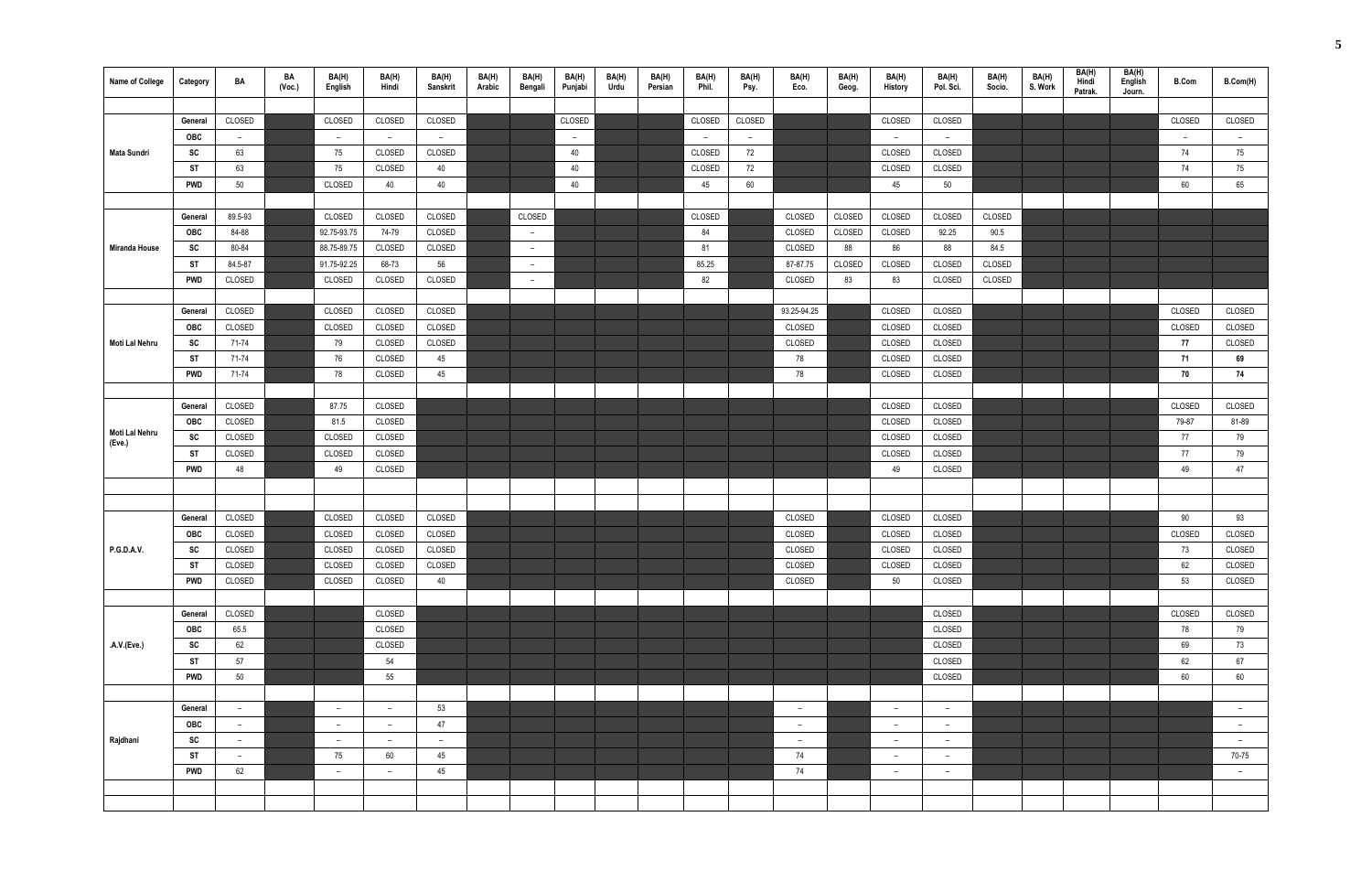| Name of College | Category | BA | BA (Voc.) | BA(H) English | BA(H) Hindi | BA(H) Sanskrit | BA(H) Arabic | BA(H) Bengali | BA(H) Punjabi | BA(H) Urdu | BA(H) Persian | BA(H) Phil. | BA(H) Psy. | BA(H) Eco. | BA(H) Geog. | BA(H) History | BA(H) Pol. Sci. | BA(H) Socio. | BA(H) S. Work | BA(H) Hindi Patrak. | BA(H) English Journ. | B.Com | B.Com(H) |
|---|---|---|---|---|---|---|---|---|---|---|---|---|---|---|---|---|---|---|---|---|---|---|---|
| Mata Sundri | General | CLOSED | | CLOSED | CLOSED | CLOSED | | | CLOSED | | | CLOSED | CLOSED | | | CLOSED | CLOSED | | | | | CLOSED | CLOSED |
| | OBC | – | | – | – | – | | | – | | | – | – | | | – | – | | | | | – | – |
| | SC | 63 | | 75 | CLOSED | CLOSED | | | 40 | | | CLOSED | 72 | | | CLOSED | CLOSED | | | | | 74 | 75 |
| | ST | 63 | | 75 | CLOSED | 40 | | | 40 | | | CLOSED | 72 | | | CLOSED | CLOSED | | | | | 74 | 75 |
| | PWD | 50 | | CLOSED | 40 | 40 | | | 40 | | | 45 | 60 | | | 45 | 50 | | | | | 60 | 65 |
| Miranda House | General | 89.5-93 | | CLOSED | CLOSED | CLOSED | | CLOSED | | | | CLOSED | | CLOSED | CLOSED | CLOSED | CLOSED | CLOSED | | | | | |
| | OBC | 84-88 | | 92.75-93.75 | 74-79 | CLOSED | | – | | | | 84 | | CLOSED | CLOSED | CLOSED | 92.25 | 90.5 | | | | | |
| | SC | 80-84 | | 88.75-89.75 | CLOSED | CLOSED | | – | | | | 81 | | CLOSED | 88 | 86 | 88 | 84.5 | | | | | |
| | ST | 84.5-87 | | 91.75-92.25 | 68-73 | 56 | | – | | | | 85.25 | | 87-87.75 | CLOSED | CLOSED | CLOSED | CLOSED | | | | | |
| | PWD | CLOSED | | CLOSED | CLOSED | CLOSED | | – | | | | 82 | | CLOSED | 83 | 83 | CLOSED | CLOSED | | | | | |
| Moti Lal Nehru | General | CLOSED | | CLOSED | CLOSED | CLOSED | | | | | | | | 93.25-94.25 | | CLOSED | CLOSED | | | | | CLOSED | CLOSED |
| | OBC | CLOSED | | CLOSED | CLOSED | CLOSED | | | | | | | | CLOSED | | CLOSED | CLOSED | | | | | CLOSED | CLOSED |
| | SC | 71-74 | | 79 | CLOSED | CLOSED | | | | | | | | CLOSED | | CLOSED | CLOSED | | | | | 77 | CLOSED |
| | ST | 71-74 | | 76 | CLOSED | 45 | | | | | | | | 78 | | CLOSED | CLOSED | | | | | 71 | 69 |
| | PWD | 71-74 | | 78 | CLOSED | 45 | | | | | | | | 78 | | CLOSED | CLOSED | | | | | 70 | 74 |
| Moti Lal Nehru (Eve.) | General | CLOSED | | 87.75 | CLOSED | | | | | | | | | | | CLOSED | CLOSED | | | | | CLOSED | CLOSED |
| | OBC | CLOSED | | 81.5 | CLOSED | | | | | | | | | | | CLOSED | CLOSED | | | | | 79-87 | 81-89 |
| | SC | CLOSED | | CLOSED | CLOSED | | | | | | | | | | | CLOSED | CLOSED | | | | | 77 | 79 |
| | ST | CLOSED | | CLOSED | CLOSED | | | | | | | | | | | CLOSED | CLOSED | | | | | 77 | 79 |
| | PWD | 48 | | 49 | CLOSED | | | | | | | | | | | 49 | CLOSED | | | | | 49 | 47 |
| P.G.D.A.V. | General | CLOSED | | CLOSED | CLOSED | CLOSED | | | | | | | | CLOSED | | CLOSED | CLOSED | | | | | 90 | 93 |
| | OBC | CLOSED | | CLOSED | CLOSED | CLOSED | | | | | | | | CLOSED | | CLOSED | CLOSED | | | | | CLOSED | CLOSED |
| | SC | CLOSED | | CLOSED | CLOSED | CLOSED | | | | | | | | CLOSED | | CLOSED | CLOSED | | | | | 73 | CLOSED |
| | ST | CLOSED | | CLOSED | CLOSED | CLOSED | | | | | | | | CLOSED | | CLOSED | CLOSED | | | | | 62 | CLOSED |
| | PWD | CLOSED | | CLOSED | CLOSED | 40 | | | | | | | | CLOSED | | 50 | CLOSED | | | | | 53 | CLOSED |
| .A.V.(Eve.) | General | CLOSED | | | CLOSED | | | | | | | | | | | | CLOSED | | | | | CLOSED | CLOSED |
| | OBC | 65.5 | | | CLOSED | | | | | | | | | | | | CLOSED | | | | | 78 | 79 |
| | SC | 62 | | | CLOSED | | | | | | | | | | | | CLOSED | | | | | 69 | 73 |
| | ST | 57 | | | 54 | | | | | | | | | | | | CLOSED | | | | | 62 | 67 |
| | PWD | 50 | | | 55 | | | | | | | | | | | | CLOSED | | | | | 60 | 60 |
| Rajdhani | General | – | | – | – | 53 | | | | | | | | – | | – | – | | | | | | – |
| | OBC | – | | – | – | 47 | | | | | | | | – | | – | – | | | | | | – |
| | SC | – | | – | – | – | | | | | | | | – | | – | – | | | | | | – |
| | ST | – | | 75 | 60 | 45 | | | | | | | | 74 | | – | – | | | | | | 70-75 |
| | PWD | 62 | | – | – | 45 | | | | | | | | 74 | | – | – | | | | | | – |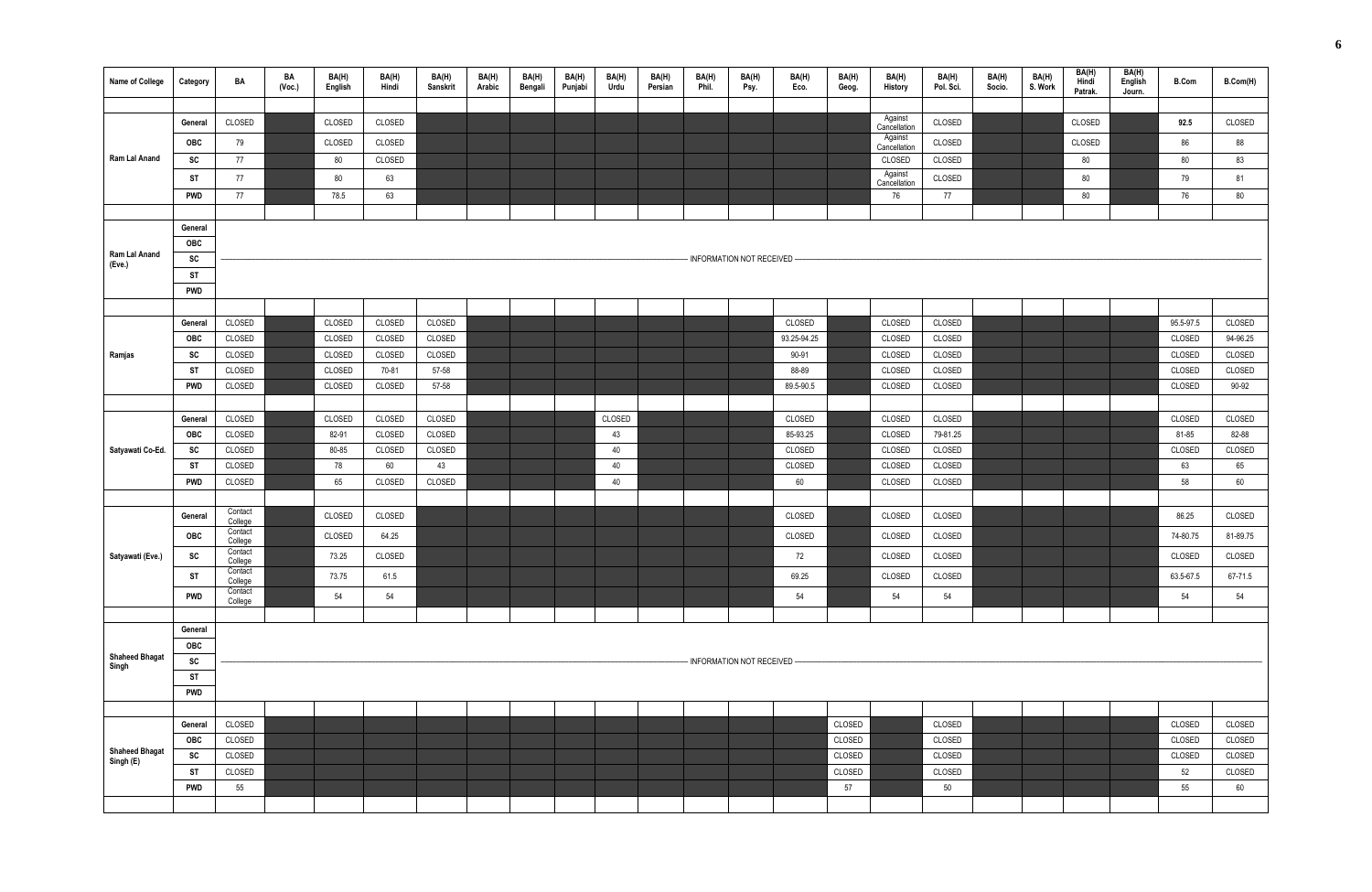| Name of College | Category | BA | BA (Voc.) | BA(H) English | BA(H) Hindi | BA(H) Sanskrit | BA(H) Arabic | BA(H) Bengali | BA(H) Punjabi | BA(H) Urdu | BA(H) Persian | BA(H) Phil. | BA(H) Psy. | BA(H) Eco. | BA(H) Geog. | BA(H) History | BA(H) Pol. Sci. | BA(H) Socio. | BA(H) S. Work | BA(H) Hindi Patrak. | BA(H) English Journ. | B.Com | B.Com(H) |
|---|---|---|---|---|---|---|---|---|---|---|---|---|---|---|---|---|---|---|---|---|---|---|---|
| Ram Lal Anand | General | CLOSED | | CLOSED | CLOSED | | | | | | | | | | | Against Cancellation | CLOSED | | | CLOSED | | **92.5** | CLOSED |
| | OBC | 79 | | CLOSED | CLOSED | | | | | | | | | | | Against Cancellation | CLOSED | | | CLOSED | | 86 | 88 |
| | SC | 77 | | 80 | CLOSED | | | | | | | | | | | CLOSED | CLOSED | | | 80 | | 80 | 83 |
| | ST | 77 | | 80 | 63 | | | | | | | | | | | Against Cancellation | CLOSED | | | 80 | | 79 | 81 |
| | PWD | 77 | | 78.5 | 63 | | | | | | | | | | | 76 | 77 | | | 80 | | 76 | 80 |
| Ram Lal Anand (Eve.) | General | INFORMATION NOT RECEIVED | | | | | | | | | | | | | | | | | | | | | |
| | OBC | | | | | | | | | | | | | | | | | | | | | | |
| | SC | | | | | | | | | | | | | | | | | | | | | | |
| | ST | | | | | | | | | | | | | | | | | | | | | | |
| | PWD | | | | | | | | | | | | | | | | | | | | | | |
| Ramjas | General | CLOSED | | CLOSED | CLOSED | CLOSED | | | | | | | | CLOSED | | CLOSED | CLOSED | | | | | 95.5-97.5 | CLOSED |
| | OBC | CLOSED | | CLOSED | CLOSED | CLOSED | | | | | | | | 93.25-94.25 | | CLOSED | CLOSED | | | | | CLOSED | 94-96.25 |
| | SC | CLOSED | | CLOSED | CLOSED | CLOSED | | | | | | | | 90-91 | | CLOSED | CLOSED | | | | | CLOSED | CLOSED |
| | ST | CLOSED | | CLOSED | 70-81 | 57-58 | | | | | | | | 88-89 | | CLOSED | CLOSED | | | | | CLOSED | CLOSED |
| | PWD | CLOSED | | CLOSED | CLOSED | 57-58 | | | | | | | | 89.5-90.5 | | CLOSED | CLOSED | | | | | CLOSED | 90-92 |
| Satyawati Co-Ed. | General | CLOSED | | CLOSED | CLOSED | CLOSED | | | | CLOSED | | | | CLOSED | | CLOSED | CLOSED | | | | | CLOSED | CLOSED |
| | OBC | CLOSED | | 82-91 | CLOSED | CLOSED | | | | 43 | | | | 85-93.25 | | CLOSED | 79-81.25 | | | | | 81-85 | 82-88 |
| | SC | CLOSED | | 80-85 | CLOSED | CLOSED | | | | 40 | | | | CLOSED | | CLOSED | CLOSED | | | | | CLOSED | CLOSED |
| | ST | CLOSED | | 78 | 60 | 43 | | | | 40 | | | | CLOSED | | CLOSED | CLOSED | | | | | 63 | 65 |
| | PWD | CLOSED | | 65 | CLOSED | CLOSED | | | | 40 | | | | 60 | | CLOSED | CLOSED | | | | | 58 | 60 |
| Satyawati (Eve.) | General | Contact College | | CLOSED | CLOSED | | | | | | | | | CLOSED | | CLOSED | CLOSED | | | | | 86.25 | CLOSED |
| | OBC | Contact College | | CLOSED | 64.25 | | | | | | | | | CLOSED | | CLOSED | CLOSED | | | | | 74-80.75 | 81-89.75 |
| | SC | Contact College | | 73.25 | CLOSED | | | | | | | | | 72 | | CLOSED | CLOSED | | | | | CLOSED | CLOSED |
| | ST | Contact College | | 73.75 | 61.5 | | | | | | | | | 69.25 | | CLOSED | CLOSED | | | | | 63.5-67.5 | 67-71.5 |
| | PWD | Contact College | | 54 | 54 | | | | | | | | | 54 | | 54 | 54 | | | | | 54 | 54 |
| Shaheed Bhagat Singh | General | INFORMATION NOT RECEIVED | | | | | | | | | | | | | | | | | | | | | |
| | OBC | | | | | | | | | | | | | | | | | | | | | | |
| | SC | | | | | | | | | | | | | | | | | | | | | | |
| | ST | | | | | | | | | | | | | | | | | | | | | | |
| | PWD | | | | | | | | | | | | | | | | | | | | | | |
| Shaheed Bhagat Singh (E) | General | CLOSED | | | | | | | | | | | | | CLOSED | | CLOSED | | | | | CLOSED | CLOSED |
| | OBC | CLOSED | | | | | | | | | | | | | CLOSED | | CLOSED | | | | | CLOSED | CLOSED |
| | SC | CLOSED | | | | | | | | | | | | | CLOSED | | CLOSED | | | | | CLOSED | CLOSED |
| | ST | CLOSED | | | | | | | | | | | | | CLOSED | | CLOSED | | | | | 52 | CLOSED |
| | PWD | 55 | | | | | | | | | | | | | 57 | | 50 | | | | | 55 | 60 |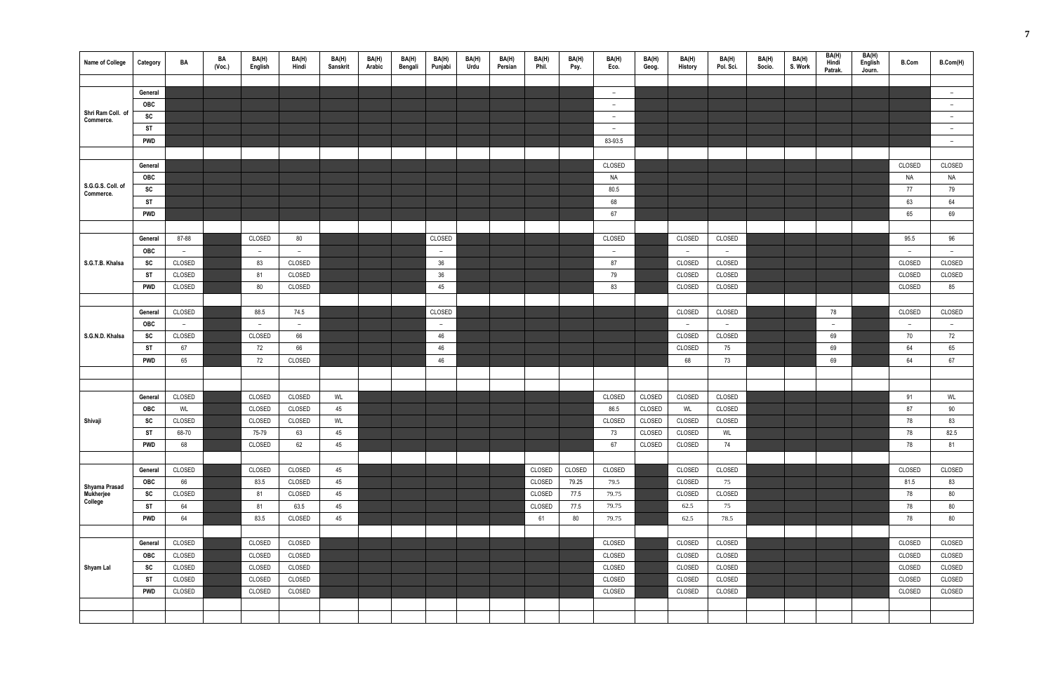| Name of College | Category | BA | BA (Voc.) | BA(H) English | BA(H) Hindi | BA(H) Sanskrit | BA(H) Arabic | BA(H) Bengali | BA(H) Punjabi | BA(H) Urdu | BA(H) Persian | BA(H) Phil. | BA(H) Psy. | BA(H) Eco. | BA(H) Geog. | BA(H) History | BA(H) Pol. Sci. | BA(H) Socio. | BA(H) S. Work | BA(H) Hindi Patrak. | BA(H) English Journ. | B.Com | B.Com(H) |
|---|---|---|---|---|---|---|---|---|---|---|---|---|---|---|---|---|---|---|---|---|---|---|---|
| Shri Ram Coll. of Commerce. | General | | | | | | | | | | | | | – | | | | | | | | | – |
| | OBC | | | | | | | | | | | | | – | | | | | | | | | – |
| | SC | | | | | | | | | | | | | – | | | | | | | | | – |
| | ST | | | | | | | | | | | | | – | | | | | | | | | – |
| | PWD | | | | | | | | | | | | | 83-93.5 | | | | | | | | | – |
| S.G.G.S. Coll. of Commerce. | General | | | | | | | | | | | | | CLOSED | | | | | | | | CLOSED | CLOSED |
| | OBC | | | | | | | | | | | | | NA | | | | | | | | NA | NA |
| | SC | | | | | | | | | | | | | 80.5 | | | | | | | | 77 | 79 |
| | ST | | | | | | | | | | | | | 68 | | | | | | | | 63 | 64 |
| | PWD | | | | | | | | | | | | | 67 | | | | | | | | 65 | 69 |
| S.G.T.B. Khalsa | General | 87-88 | | CLOSED | 80 | | | | CLOSED | | | | | CLOSED | | CLOSED | CLOSED | | | | | 95.5 | 96 |
| | OBC | – | | – | – | | | | – | | | | | – | | – | – | | | | | – | – |
| | SC | CLOSED | | 83 | CLOSED | | | | 36 | | | | | 87 | | CLOSED | CLOSED | | | | | CLOSED | CLOSED |
| | ST | CLOSED | | 81 | CLOSED | | | | 36 | | | | | 79 | | CLOSED | CLOSED | | | | | CLOSED | CLOSED |
| | PWD | CLOSED | | 80 | CLOSED | | | | 45 | | | | | 83 | | CLOSED | CLOSED | | | | | CLOSED | 85 |
| S.G.N.D. Khalsa | General | CLOSED | | 88.5 | 74.5 | | | | CLOSED | | | | | | | CLOSED | CLOSED | | | 78 | | CLOSED | CLOSED |
| | OBC | – | | – | – | | | | – | | | | | | | – | – | | | – | | – | – |
| | SC | CLOSED | | CLOSED | 66 | | | | 46 | | | | | | | CLOSED | CLOSED | | | 69 | | 70 | 72 |
| | ST | 67 | | 72 | 66 | | | | 46 | | | | | | | CLOSED | 75 | | | 69 | | 64 | 65 |
| | PWD | 65 | | 72 | CLOSED | | | | 46 | | | | | | | 68 | 73 | | | 69 | | 64 | 67 |
| Shivaji | General | CLOSED | | CLOSED | CLOSED | WL | | | | | | | | CLOSED | CLOSED | CLOSED | CLOSED | | | | | 91 | WL |
| | OBC | WL | | CLOSED | CLOSED | 45 | | | | | | | | 86.5 | CLOSED | WL | CLOSED | | | | | 87 | 90 |
| | SC | CLOSED | | CLOSED | CLOSED | WL | | | | | | | | CLOSED | CLOSED | CLOSED | CLOSED | | | | | 78 | 83 |
| | ST | 68-70 | | 75-79 | 63 | 45 | | | | | | | | 73 | CLOSED | CLOSED | WL | | | | | 78 | 82.5 |
| | PWD | 68 | | CLOSED | 62 | 45 | | | | | | | | 67 | CLOSED | CLOSED | 74 | | | | | 78 | 81 |
| Shyama Prasad Mukherjee College | General | CLOSED | | CLOSED | CLOSED | 45 | | | | | | CLOSED | CLOSED | CLOSED | | CLOSED | CLOSED | | | | | CLOSED | CLOSED |
| | OBC | 66 | | 83.5 | CLOSED | 45 | | | | | | CLOSED | 79.25 | 79.5 | | CLOSED | 75 | | | | | 81.5 | 83 |
| | SC | CLOSED | | 81 | CLOSED | 45 | | | | | | CLOSED | 77.5 | 79.75 | | CLOSED | CLOSED | | | | | 78 | 80 |
| | ST | 64 | | 81 | 63.5 | 45 | | | | | | CLOSED | 77.5 | 79.75 | | 62.5 | 75 | | | | | 78 | 80 |
| | PWD | 64 | | 83.5 | CLOSED | 45 | | | | | | 61 | 80 | 79.75 | | 62.5 | 78.5 | | | | | 78 | 80 |
| Shyam Lal | General | CLOSED | | CLOSED | CLOSED | | | | | | | | | CLOSED | | CLOSED | CLOSED | | | | | CLOSED | CLOSED |
| | OBC | CLOSED | | CLOSED | CLOSED | | | | | | | | | CLOSED | | CLOSED | CLOSED | | | | | CLOSED | CLOSED |
| | SC | CLOSED | | CLOSED | CLOSED | | | | | | | | | CLOSED | | CLOSED | CLOSED | | | | | CLOSED | CLOSED |
| | ST | CLOSED | | CLOSED | CLOSED | | | | | | | | | CLOSED | | CLOSED | CLOSED | | | | | CLOSED | CLOSED |
| | PWD | CLOSED | | CLOSED | CLOSED | | | | | | | | | CLOSED | | CLOSED | CLOSED | | | | | CLOSED | CLOSED |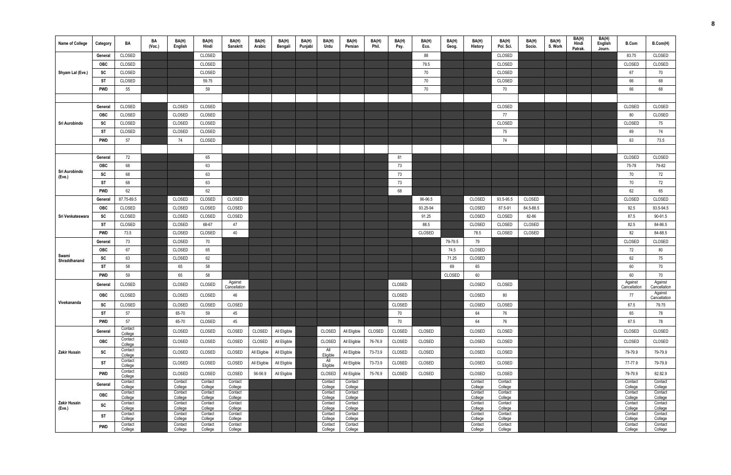| Name of College | Category | BA | BA (Voc.) | BA(H) English | BA(H) Hindi | BA(H) Sanskrit | BA(H) Arabic | BA(H) Bengali | BA(H) Punjabi | BA(H) Urdu | BA(H) Persian | BA(H) Phil. | BA(H) Psy. | BA(H) Eco. | BA(H) Geog. | BA(H) History | BA(H) Pol. Sci. | BA(H) Socio. | BA(H) S. Work | BA(H) Hindi Patrak. | BA(H) English Journ. | B.Com | B.Com(H) |
|---|---|---|---|---|---|---|---|---|---|---|---|---|---|---|---|---|---|---|---|---|---|---|---|
| Shyam Lal (Eve.) | General | CLOSED | | | CLOSED | | | | | | | | | 88 | | | CLOSED | | | | | 83.75 | CLOSED |
| | OBC | CLOSED | | | CLOSED | | | | | | | | | 79.5 | | | CLOSED | | | | | CLOSED | CLOSED |
| | SC | CLOSED | | | CLOSED | | | | | | | | | 70 | | | CLOSED | | | | | 67 | 70 |
| | ST | CLOSED | | | 59.75 | | | | | | | | | 70 | | | CLOSED | | | | | 66 | 68 |
| | PWD | 55 | | | 59 | | | | | | | | | 70 | | | 70 | | | | | 66 | 68 |
| | | | | | | | | | | | | | | | | | | | | | | | |
| Sri Aurobindo | General | CLOSED | | CLOSED | CLOSED | | | | | | | | | | | | CLOSED | | | | | CLOSED | CLOSED |
| | OBC | CLOSED | | CLOSED | CLOSED | | | | | | | | | | | | 77 | | | | | 80 | CLOSED |
| | SC | CLOSED | | CLOSED | CLOSED | | | | | | | | | | | | CLOSED | | | | | CLOSED | 75 |
| | ST | CLOSED | | CLOSED | CLOSED | | | | | | | | | | | | 75 | | | | | 69 | 74 |
| | PWD | 57 | | 74 | CLOSED | | | | | | | | | | | | 74 | | | | | 63 | 73.5 |
| | | | | | | | | | | | | | | | | | | | | | | | |
| Sri Aurobindo (Eve.) | General | 72 | | | 65 | | | | | | | | 81 | | | | | | | | | CLOSED | CLOSED |
| | OBC | 68 | | | 63 | | | | | | | | 73 | | | | | | | | | 75-78 | 79-82 |
| | SC | 68 | | | 63 | | | | | | | | 73 | | | | | | | | | 70 | 72 |
| | ST | 68 | | | 63 | | | | | | | | 73 | | | | | | | | | 70 | 72 |
| | PWD | 62 | | | 62 | | | | | | | | 68 | | | | | | | | | 62 | 65 |
| Sri Venkateswara | General | 87.75-89.5 | | CLOSED | CLOSED | CLOSED | | | | | | | | 96-96.5 | | CLOSED | 93.5-95.5 | CLOSED | | | | CLOSED | CLOSED |
| | OBC | CLOSED | | CLOSED | CLOSED | CLOSED | | | | | | | | 93.25-94 | | CLOSED | 87.5-91 | 84.5-88.5 | | | | 92.5 | 93.5-94.5 |
| | SC | CLOSED | | CLOSED | CLOSED | CLOSED | | | | | | | | 91.25 | | CLOSED | CLOSED | 82-86 | | | | 87.5 | 90-91.5 |
| | ST | CLOSED | | CLOSED | 68-67 | 47 | | | | | | | | 88.5 | | CLOSED | CLOSED | CLOSED | | | | 82.5 | 84-86.5 |
| | PWD | 73.5 | | CLOSED | CLOSED | 40 | | | | | | | | CLOSED | | 78.5 | CLOSED | CLOSED | | | | 82 | 84-88.5 |
| Swami Shraddhanand | General | 73 | | CLOSED | 70 | | | | | | | | | | 79-79.5 | 79 | | | | | | CLOSED | CLOSED |
| | OBC | 67 | | CLOSED | 65 | | | | | | | | | | 74.5 | CLOSED | | | | | | 72 | 80 |
| | SC | 63 | | CLOSED | 62 | | | | | | | | | | 71.25 | CLOSED | | | | | | 62 | 75 |
| | ST | 58 | | 65 | 58 | | | | | | | | | | 69 | 65 | | | | | | 60 | 70 |
| | PWD | 59 | | 65 | 58 | | | | | | | | | | CLOSED | 60 | | | | | | 60 | 70 |
| Vivekananda | General | CLOSED | | CLOSED | CLOSED | Against Cancellation | | | | | | | CLOSED | | | CLOSED | CLOSED | | | | | Against Cancellation | Against Cancellation |
| | OBC | CLOSED | | CLOSED | CLOSED | 46 | | | | | | | CLOSED | | | CLOSED | 80 | | | | | 77 | Against Cancellation |
| | SC | CLOSED | | CLOSED | CLOSED | CLOSED | | | | | | | CLOSED | | | CLOSED | CLOSED | | | | | 67.5 | 79.75 |
| | ST | 57 | | 65-70 | 59 | 45 | | | | | | | 70 | | | 64 | 76 | | | | | 65 | 78 |
| | PWD | 57 | | 65-70 | CLOSED | 45 | | | | | | | 70 | | | 64 | 76 | | | | | 67.5 | 78 |
| Zakir Husain | General | Contact College | | CLOSED | CLOSED | CLOSED | CLOSED | All Eligible | | CLOSED | All Eligible | CLOSED | CLOSED | CLOSED | | CLOSED | CLOSED | | | | | CLOSED | CLOSED |
| | OBC | Contact College | | CLOSED | CLOSED | CLOSED | CLOSED | All Eligible | | CLOSED | All Eligible | 76-76.9 | CLOSED | CLOSED | | CLOSED | CLOSED | | | | | CLOSED | CLOSED |
| | SC | Contact College | | CLOSED | CLOSED | CLOSED | All Eligible | All Eligible | | All Eligible | All Eligible | 73-73.9 | CLOSED | CLOSED | | CLOSED | CLOSED | | | | | 79-79.9 | 79-79.9 |
| | ST | Contact College | | CLOSED | CLOSED | CLOSED | All Eligible | All Eligible | | All Eligible | All Eligible | 73-73.9 | CLOSED | CLOSED | | CLOSED | CLOSED | | | | | 77-77.9 | 79-79.9 |
| | PWD | Contact College | | CLOSED | CLOSED | CLOSED | 56-56.9 | All Eligible | | CLOSED | All Eligible | 75-76.9 | CLOSED | CLOSED | | CLOSED | CLOSED | | | | | 79-79.9 | 82.82.9 |
| Zakir Husain (Eve.) | General | Contact College | | Contact College | Contact College | Contact College | | | | Contact College | Contact College | | | | | Contact College | Contact College | | | | | Contact College | Contact College |
| | OBC | Contact College | | Contact College | Contact College | Contact College | | | | Contact College | Contact College | | | | | Contact College | Contact College | | | | | Contact College | Contact College |
| | SC | Contact College | | Contact College | Contact College | Contact College | | | | Contact College | Contact College | | | | | Contact College | Contact College | | | | | Contact College | Contact College |
| | ST | Contact College | | Contact College | Contact College | Contact College | | | | Contact College | Contact College | | | | | Contact College | Contact College | | | | | Contact College | Contact College |
| | PWD | Contact College | | Contact College | Contact College | Contact College | | | | Contact College | Contact College | | | | | Contact College | Contact College | | | | | Contact College | Contact College |